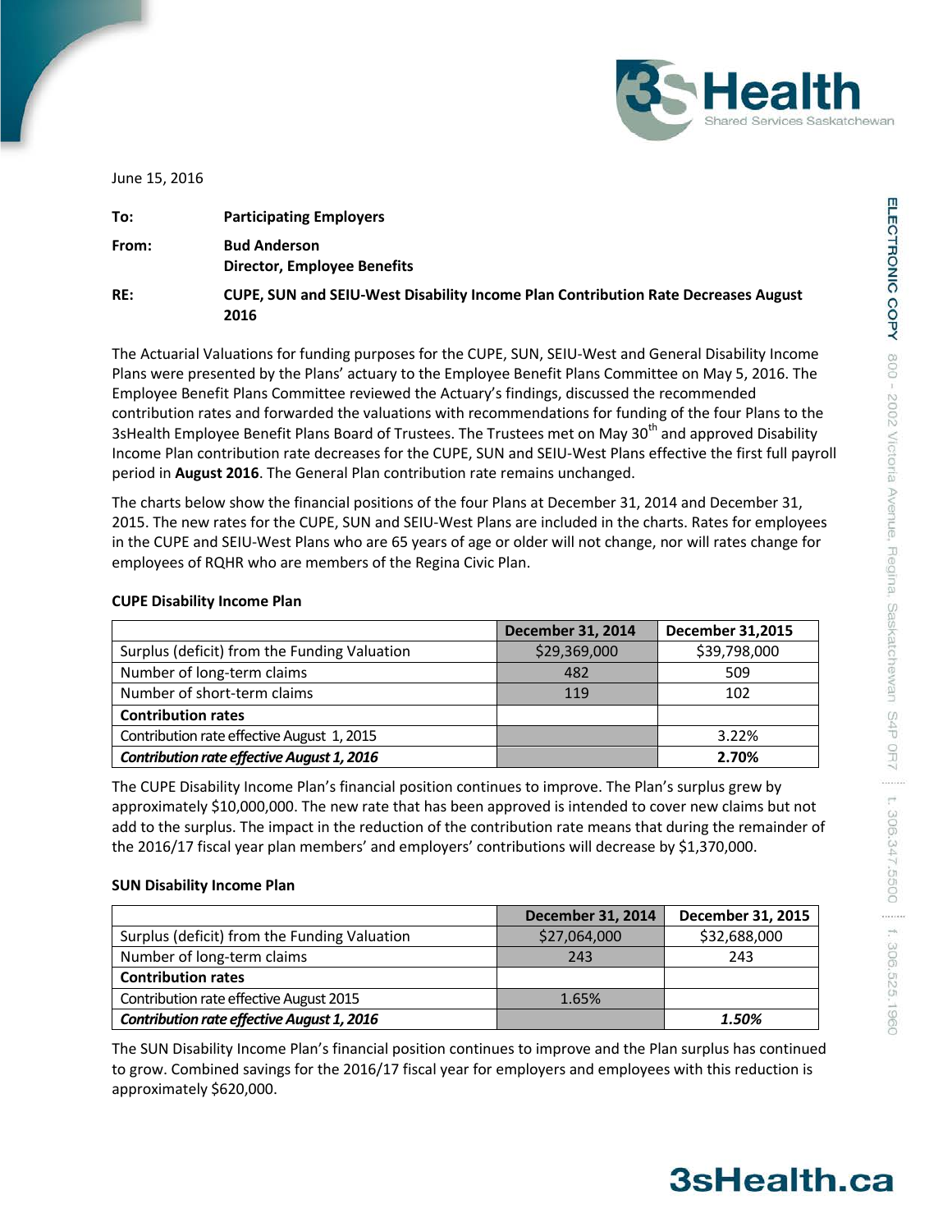June 15, 2016

**To:** **Participating Employers**

**From:** **Bud Anderson**
**Director, Employee Benefits**

**RE:** **CUPE, SUN and SEIU-West Disability Income Plan Contribution Rate Decreases August 2016**

The Actuarial Valuations for funding purposes for the CUPE, SUN, SEIU-West and General Disability Income Plans were presented by the Plans' actuary to the Employee Benefit Plans Committee on May 5, 2016. The Employee Benefit Plans Committee reviewed the Actuary's findings, discussed the recommended contribution rates and forwarded the valuations with recommendations for funding of the four Plans to the 3sHealth Employee Benefit Plans Board of Trustees. The Trustees met on May 30th and approved Disability Income Plan contribution rate decreases for the CUPE, SUN and SEIU-West Plans effective the first full payroll period in **August 2016**. The General Plan contribution rate remains unchanged.

The charts below show the financial positions of the four Plans at December 31, 2014 and December 31, 2015. The new rates for the CUPE, SUN and SEIU-West Plans are included in the charts. Rates for employees in the CUPE and SEIU-West Plans who are 65 years of age or older will not change, nor will rates change for employees of RQHR who are members of the Regina Civic Plan.

**CUPE Disability Income Plan**

| | December 31, 2014 | December 31,2015 |
|---|---|---|
| Surplus (deficit) from the Funding Valuation | $29,369,000 | $39,798,000 |
| Number of long-term claims | 482 | 509 |
| Number of short-term claims | 119 | 102 |
| **Contribution rates** | | |
| Contribution rate effective August 1, 2015 | | 3.22% |
| ***Contribution rate effective August 1, 2016*** | | **2.70%** |

The CUPE Disability Income Plan's financial position continues to improve. The Plan's surplus grew by approximately $10,000,000. The new rate that has been approved is intended to cover new claims but not add to the surplus. The impact in the reduction of the contribution rate means that during the remainder of the 2016/17 fiscal year plan members' and employers' contributions will decrease by $1,370,000.

**SUN Disability Income Plan**

| | December 31, 2014 | December 31, 2015 |
|---|---|---|
| Surplus (deficit) from the Funding Valuation | $27,064,000 | $32,688,000 |
| Number of long-term claims | 243 | 243 |
| **Contribution rates** | | |
| Contribution rate effective August 2015 | 1.65% | |
| ***Contribution rate effective August 1, 2016*** | | ***1.50%*** |

The SUN Disability Income Plan's financial position continues to improve and the Plan surplus has continued to grow. Combined savings for the 2016/17 fiscal year for employers and employees with this reduction is approximately $620,000.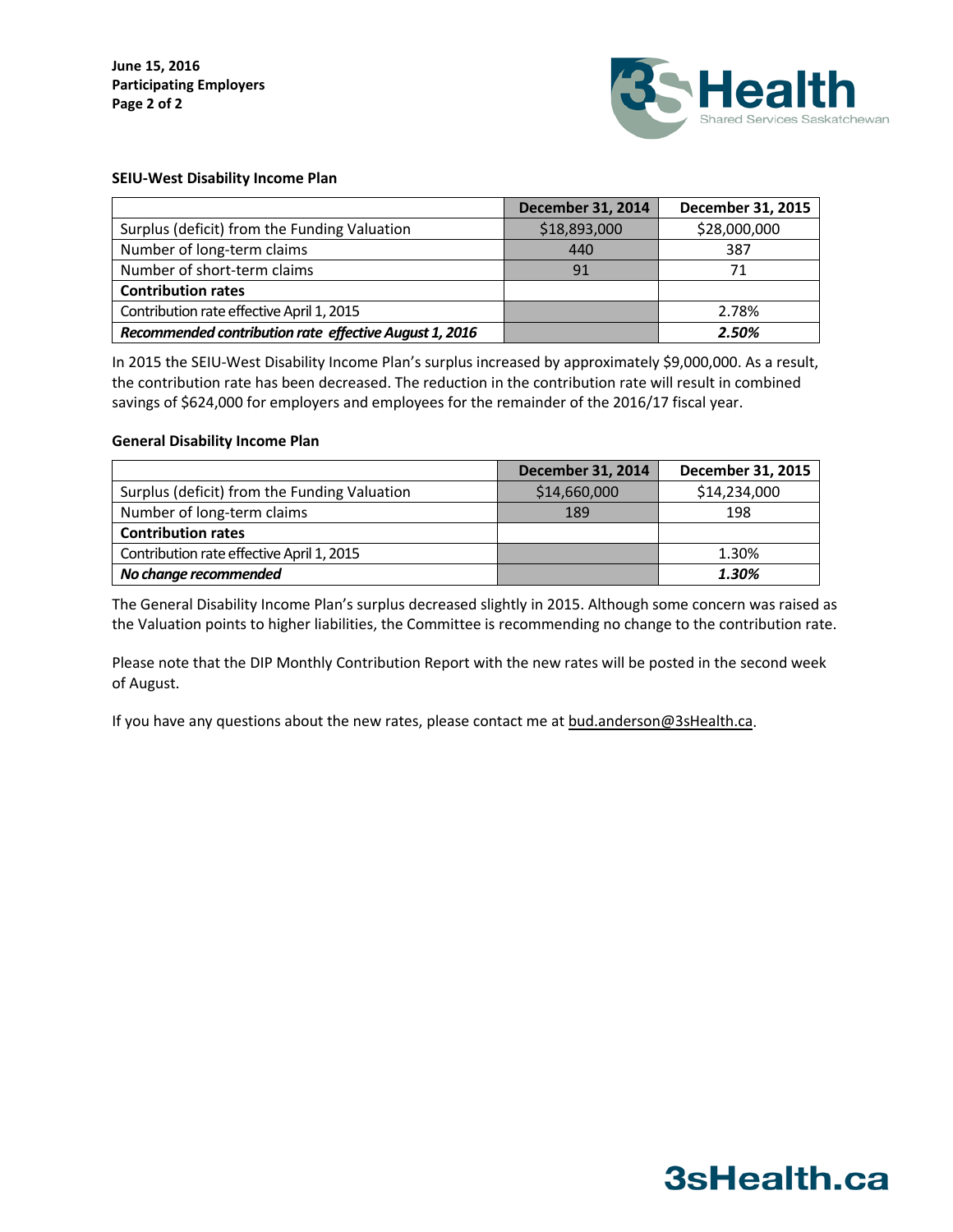**SEIU-West Disability Income Plan**

| | December 31, 2014 | December 31, 2015 |
|---|---|---|
| Surplus (deficit) from the Funding Valuation | $18,893,000 | $28,000,000 |
| Number of long-term claims | 440 | 387 |
| Number of short-term claims | 91 | 71 |
| **Contribution rates** | | |
| Contribution rate effective April 1, 2015 | | 2.78% |
| ***Recommended contribution rate effective August 1, 2016*** | | ***2.50%*** |

In 2015 the SEIU-West Disability Income Plan's surplus increased by approximately $9,000,000. As a result, the contribution rate has been decreased. The reduction in the contribution rate will result in combined savings of $624,000 for employers and employees for the remainder of the 2016/17 fiscal year.

**General Disability Income Plan**

| | December 31, 2014 | December 31, 2015 |
|---|---|---|
| Surplus (deficit) from the Funding Valuation | $14,660,000 | $14,234,000 |
| Number of long-term claims | 189 | 198 |
| **Contribution rates** | | |
| Contribution rate effective April 1, 2015 | | 1.30% |
| ***No change recommended*** | | ***1.30%*** |

The General Disability Income Plan's surplus decreased slightly in 2015. Although some concern was raised as the Valuation points to higher liabilities, the Committee is recommending no change to the contribution rate.

Please note that the DIP Monthly Contribution Report with the new rates will be posted in the second week of August.

If you have any questions about the new rates, please contact me at bud.anderson@3sHealth.ca.